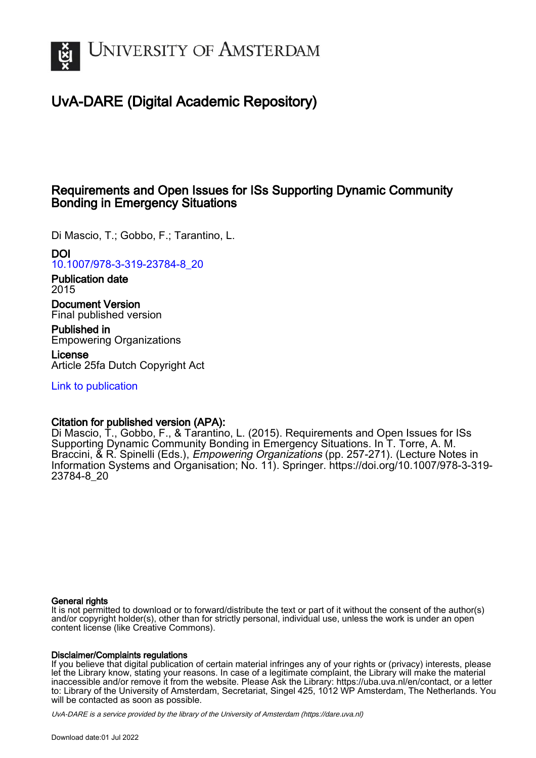# UNIVERSITY OF AMSTERDAM

## UvA-DARE (Digital Academic Repository)

### Requirements and Open Issues for ISs Supporting Dynamic Community Bonding in Emergency Situations

Di Mascio, T.; Gobbo, F.; Tarantino, L.

**DOI**
10.1007/978-3-319-23784-8_20

**Publication date**
2015

**Document Version**
Final published version

**Published in**
Empowering Organizations

**License**
Article 25fa Dutch Copyright Act

Link to publication

**Citation for published version (APA):**
Di Mascio, T., Gobbo, F., & Tarantino, L. (2015). Requirements and Open Issues for ISs Supporting Dynamic Community Bonding in Emergency Situations. In T. Torre, A. M. Braccini, & R. Spinelli (Eds.), *Empowering Organizations* (pp. 257-271). (Lecture Notes in Information Systems and Organisation; No. 11). Springer. https://doi.org/10.1007/978-3-319-23784-8_20

**General rights**
It is not permitted to download or to forward/distribute the text or part of it without the consent of the author(s) and/or copyright holder(s), other than for strictly personal, individual use, unless the work is under an open content license (like Creative Commons).

**Disclaimer/Complaints regulations**
If you believe that digital publication of certain material infringes any of your rights or (privacy) interests, please let the Library know, stating your reasons. In case of a legitimate complaint, the Library will make the material inaccessible and/or remove it from the website. Please Ask the Library: https://uba.uva.nl/en/contact, or a letter to: Library of the University of Amsterdam, Secretariat, Singel 425, 1012 WP Amsterdam, The Netherlands. You will be contacted as soon as possible.

*UvA-DARE is a service provided by the library of the University of Amsterdam (https://dare.uva.nl)*

Download date:01 Jul 2022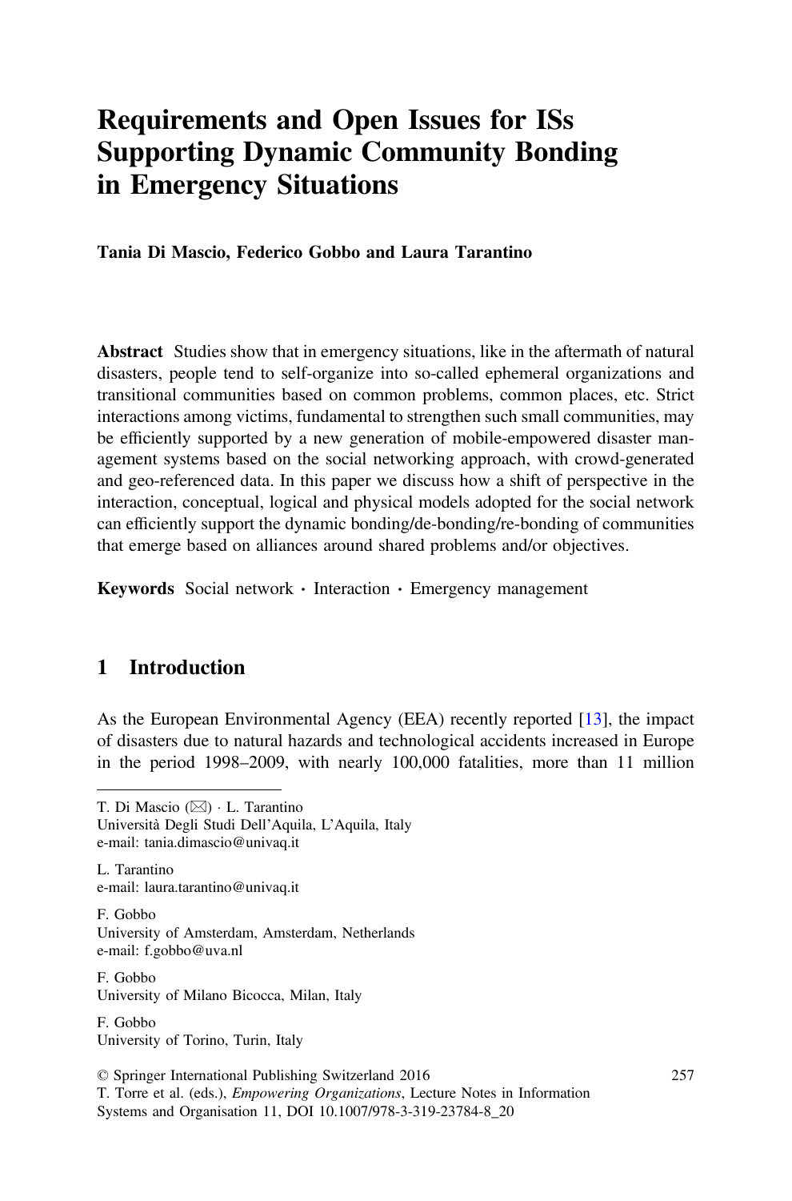# Requirements and Open Issues for ISs Supporting Dynamic Community Bonding in Emergency Situations

**Tania Di Mascio, Federico Gobbo and Laura Tarantino**

**Abstract** Studies show that in emergency situations, like in the aftermath of natural disasters, people tend to self-organize into so-called ephemeral organizations and transitional communities based on common problems, common places, etc. Strict interactions among victims, fundamental to strengthen such small communities, may be efficiently supported by a new generation of mobile-empowered disaster management systems based on the social networking approach, with crowd-generated and geo-referenced data. In this paper we discuss how a shift of perspective in the interaction, conceptual, logical and physical models adopted for the social network can efficiently support the dynamic bonding/de-bonding/re-bonding of communities that emerge based on alliances around shared problems and/or objectives.

**Keywords** Social network · Interaction · Emergency management

## 1 Introduction

As the European Environmental Agency (EEA) recently reported [13], the impact of disasters due to natural hazards and technological accidents increased in Europe in the period 1998–2009, with nearly 100,000 fatalities, more than 11 million

---

T. Di Mascio (✉) · L. Tarantino
Università Degli Studi Dell'Aquila, L'Aquila, Italy
e-mail: tania.dimascio@univaq.it

L. Tarantino
e-mail: laura.tarantino@univaq.it

F. Gobbo
University of Amsterdam, Amsterdam, Netherlands
e-mail: f.gobbo@uva.nl

F. Gobbo
University of Milano Bicocca, Milan, Italy

F. Gobbo
University of Torino, Turin, Italy

© Springer International Publishing Switzerland 2016
T. Torre et al. (eds.), *Empowering Organizations*, Lecture Notes in Information Systems and Organisation 11, DOI 10.1007/978-3-319-23784-8_20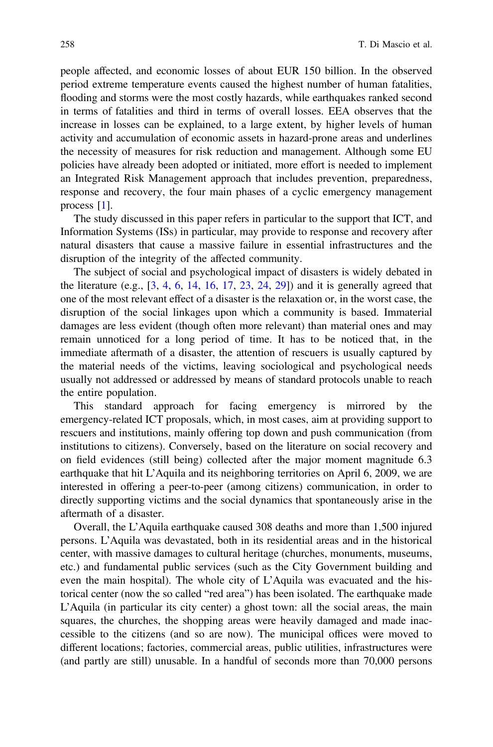people affected, and economic losses of about EUR 150 billion. In the observed period extreme temperature events caused the highest number of human fatalities, flooding and storms were the most costly hazards, while earthquakes ranked second in terms of fatalities and third in terms of overall losses. EEA observes that the increase in losses can be explained, to a large extent, by higher levels of human activity and accumulation of economic assets in hazard-prone areas and underlines the necessity of measures for risk reduction and management. Although some EU policies have already been adopted or initiated, more effort is needed to implement an Integrated Risk Management approach that includes prevention, preparedness, response and recovery, the four main phases of a cyclic emergency management process [1].

The study discussed in this paper refers in particular to the support that ICT, and Information Systems (ISs) in particular, may provide to response and recovery after natural disasters that cause a massive failure in essential infrastructures and the disruption of the integrity of the affected community.

The subject of social and psychological impact of disasters is widely debated in the literature (e.g., [3, 4, 6, 14, 16, 17, 23, 24, 29]) and it is generally agreed that one of the most relevant effect of a disaster is the relaxation or, in the worst case, the disruption of the social linkages upon which a community is based. Immaterial damages are less evident (though often more relevant) than material ones and may remain unnoticed for a long period of time. It has to be noticed that, in the immediate aftermath of a disaster, the attention of rescuers is usually captured by the material needs of the victims, leaving sociological and psychological needs usually not addressed or addressed by means of standard protocols unable to reach the entire population.

This standard approach for facing emergency is mirrored by the emergency-related ICT proposals, which, in most cases, aim at providing support to rescuers and institutions, mainly offering top down and push communication (from institutions to citizens). Conversely, based on the literature on social recovery and on field evidences (still being) collected after the major moment magnitude 6.3 earthquake that hit L'Aquila and its neighboring territories on April 6, 2009, we are interested in offering a peer-to-peer (among citizens) communication, in order to directly supporting victims and the social dynamics that spontaneously arise in the aftermath of a disaster.

Overall, the L'Aquila earthquake caused 308 deaths and more than 1,500 injured persons. L'Aquila was devastated, both in its residential areas and in the historical center, with massive damages to cultural heritage (churches, monuments, museums, etc.) and fundamental public services (such as the City Government building and even the main hospital). The whole city of L'Aquila was evacuated and the historical center (now the so called "red area") has been isolated. The earthquake made L'Aquila (in particular its city center) a ghost town: all the social areas, the main squares, the churches, the shopping areas were heavily damaged and made inaccessible to the citizens (and so are now). The municipal offices were moved to different locations; factories, commercial areas, public utilities, infrastructures were (and partly are still) unusable. In a handful of seconds more than 70,000 persons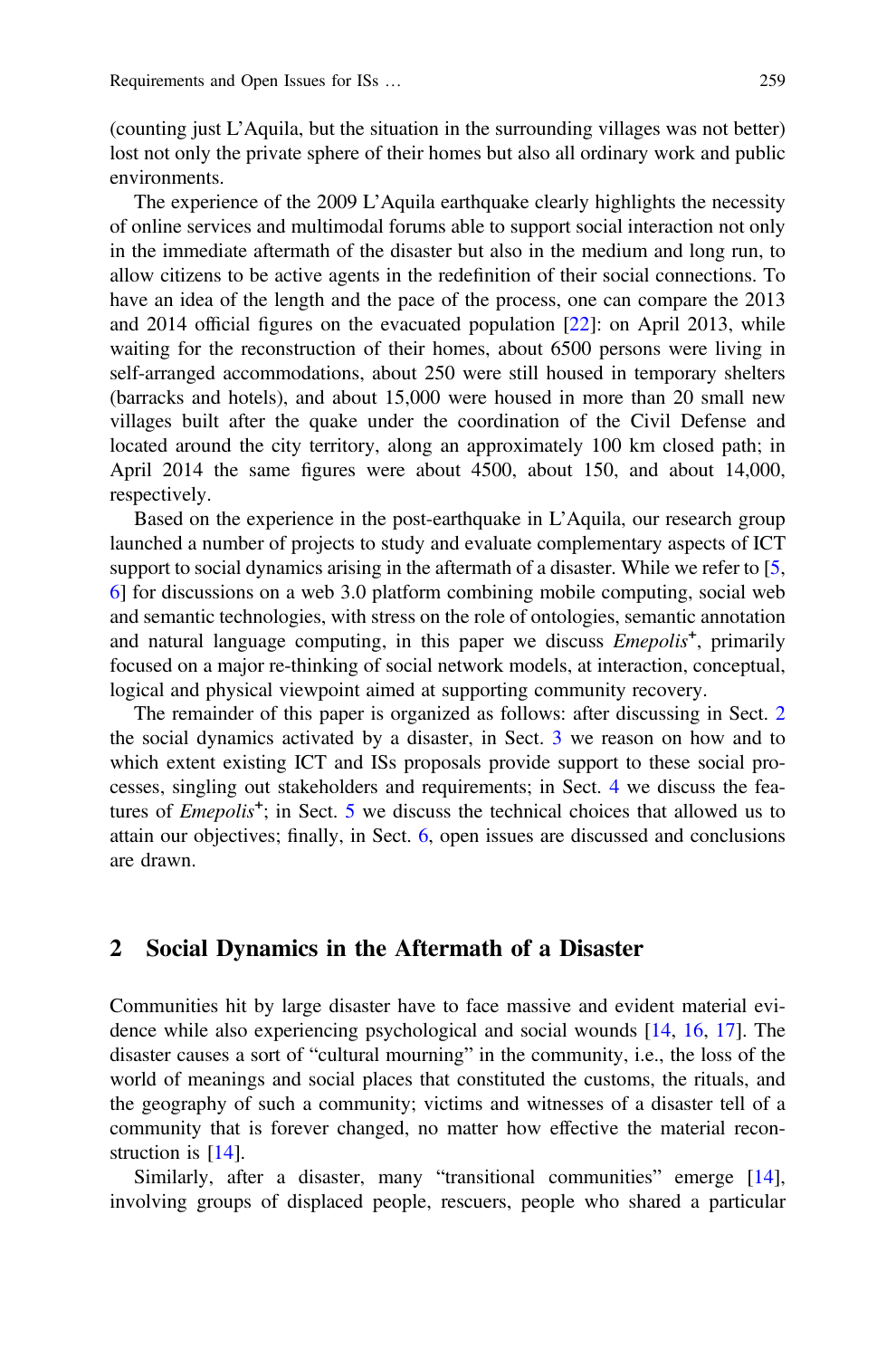(counting just L'Aquila, but the situation in the surrounding villages was not better) lost not only the private sphere of their homes but also all ordinary work and public environments.

The experience of the 2009 L'Aquila earthquake clearly highlights the necessity of online services and multimodal forums able to support social interaction not only in the immediate aftermath of the disaster but also in the medium and long run, to allow citizens to be active agents in the redefinition of their social connections. To have an idea of the length and the pace of the process, one can compare the 2013 and 2014 official figures on the evacuated population [22]: on April 2013, while waiting for the reconstruction of their homes, about 6500 persons were living in self-arranged accommodations, about 250 were still housed in temporary shelters (barracks and hotels), and about 15,000 were housed in more than 20 small new villages built after the quake under the coordination of the Civil Defense and located around the city territory, along an approximately 100 km closed path; in April 2014 the same figures were about 4500, about 150, and about 14,000, respectively.

Based on the experience in the post-earthquake in L'Aquila, our research group launched a number of projects to study and evaluate complementary aspects of ICT support to social dynamics arising in the aftermath of a disaster. While we refer to [5, 6] for discussions on a web 3.0 platform combining mobile computing, social web and semantic technologies, with stress on the role of ontologies, semantic annotation and natural language computing, in this paper we discuss *Emepolis*⁺, primarily focused on a major re-thinking of social network models, at interaction, conceptual, logical and physical viewpoint aimed at supporting community recovery.

The remainder of this paper is organized as follows: after discussing in Sect. 2 the social dynamics activated by a disaster, in Sect. 3 we reason on how and to which extent existing ICT and ISs proposals provide support to these social processes, singling out stakeholders and requirements; in Sect. 4 we discuss the features of *Emepolis*⁺; in Sect. 5 we discuss the technical choices that allowed us to attain our objectives; finally, in Sect. 6, open issues are discussed and conclusions are drawn.

## 2 Social Dynamics in the Aftermath of a Disaster

Communities hit by large disaster have to face massive and evident material evidence while also experiencing psychological and social wounds [14, 16, 17]. The disaster causes a sort of "cultural mourning" in the community, i.e., the loss of the world of meanings and social places that constituted the customs, the rituals, and the geography of such a community; victims and witnesses of a disaster tell of a community that is forever changed, no matter how effective the material reconstruction is [14].

Similarly, after a disaster, many "transitional communities" emerge [14], involving groups of displaced people, rescuers, people who shared a particular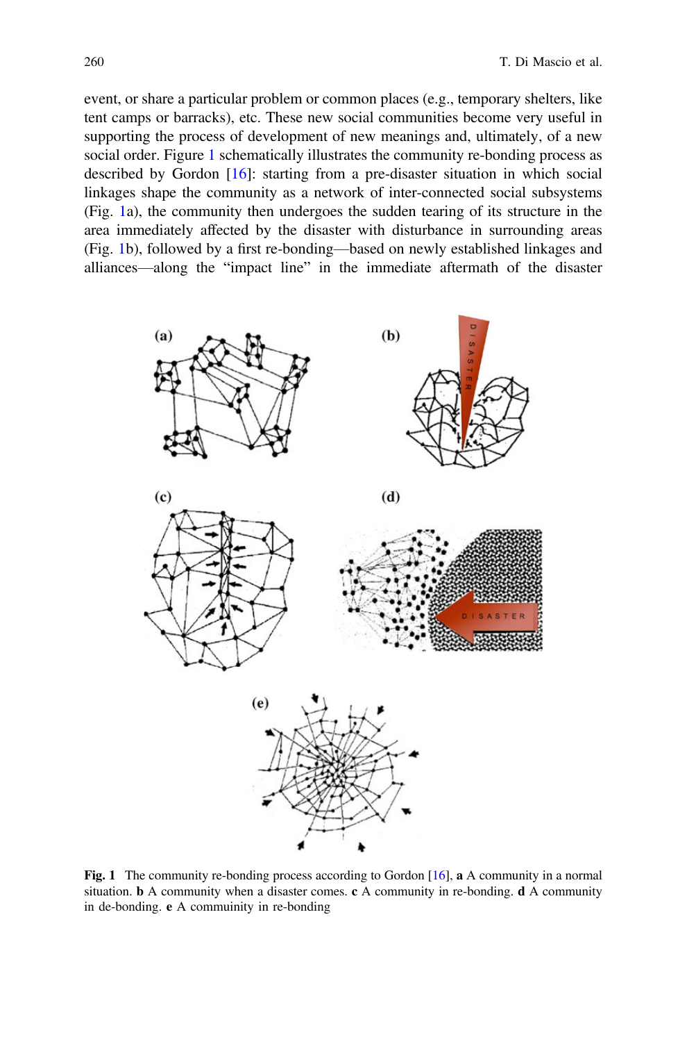event, or share a particular problem or common places (e.g., temporary shelters, like tent camps or barracks), etc. These new social communities become very useful in supporting the process of development of new meanings and, ultimately, of a new social order. Figure 1 schematically illustrates the community re-bonding process as described by Gordon [16]: starting from a pre-disaster situation in which social linkages shape the community as a network of inter-connected social subsystems (Fig. 1a), the community then undergoes the sudden tearing of its structure in the area immediately affected by the disaster with disturbance in surrounding areas (Fig. 1b), followed by a first re-bonding—based on newly established linkages and alliances—along the "impact line" in the immediate aftermath of the disaster

**Fig. 1** The community re-bonding process according to Gordon [16], **a** A community in a normal situation. **b** A community when a disaster comes. **c** A community in re-bonding. **d** A community in de-bonding. **e** A commuinity in re-bonding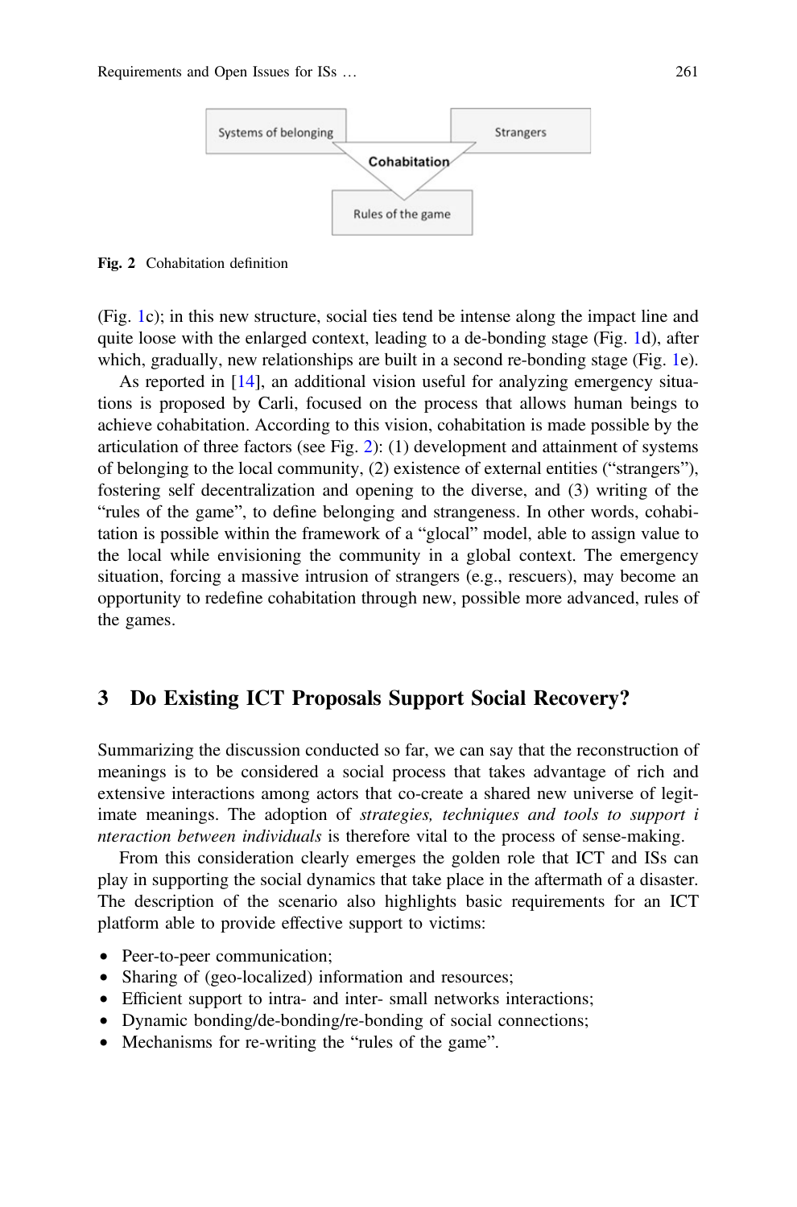Systems of belonging

Strangers

Cohabitation

Rules of the game

**Fig. 2** Cohabitation definition

(Fig. 1c); in this new structure, social ties tend be intense along the impact line and quite loose with the enlarged context, leading to a de-bonding stage (Fig. 1d), after which, gradually, new relationships are built in a second re-bonding stage (Fig. 1e).

As reported in [14], an additional vision useful for analyzing emergency situations is proposed by Carli, focused on the process that allows human beings to achieve cohabitation. According to this vision, cohabitation is made possible by the articulation of three factors (see Fig. 2): (1) development and attainment of systems of belonging to the local community, (2) existence of external entities ("strangers"), fostering self decentralization and opening to the diverse, and (3) writing of the "rules of the game", to define belonging and strangeness. In other words, cohabitation is possible within the framework of a "glocal" model, able to assign value to the local while envisioning the community in a global context. The emergency situation, forcing a massive intrusion of strangers (e.g., rescuers), may become an opportunity to redefine cohabitation through new, possible more advanced, rules of the games.

## 3 Do Existing ICT Proposals Support Social Recovery?

Summarizing the discussion conducted so far, we can say that the reconstruction of meanings is to be considered a social process that takes advantage of rich and extensive interactions among actors that co-create a shared new universe of legitimate meanings. The adoption of *strategies, techniques and tools to support i nteraction between individuals* is therefore vital to the process of sense-making.

From this consideration clearly emerges the golden role that ICT and ISs can play in supporting the social dynamics that take place in the aftermath of a disaster. The description of the scenario also highlights basic requirements for an ICT platform able to provide effective support to victims:

- Peer-to-peer communication;
- Sharing of (geo-localized) information and resources;
- Efficient support to intra- and inter- small networks interactions;
- Dynamic bonding/de-bonding/re-bonding of social connections;
- Mechanisms for re-writing the "rules of the game".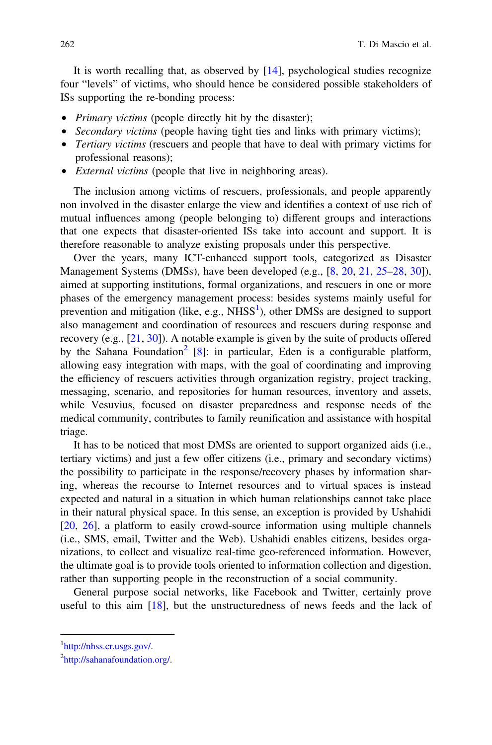It is worth recalling that, as observed by [14], psychological studies recognize four "levels" of victims, who should hence be considered possible stakeholders of ISs supporting the re-bonding process:

- *Primary victims* (people directly hit by the disaster);
- *Secondary victims* (people having tight ties and links with primary victims);
- *Tertiary victims* (rescuers and people that have to deal with primary victims for professional reasons);
- *External victims* (people that live in neighboring areas).

The inclusion among victims of rescuers, professionals, and people apparently non involved in the disaster enlarge the view and identifies a context of use rich of mutual influences among (people belonging to) different groups and interactions that one expects that disaster-oriented ISs take into account and support. It is therefore reasonable to analyze existing proposals under this perspective.

Over the years, many ICT-enhanced support tools, categorized as Disaster Management Systems (DMSs), have been developed (e.g., [8, 20, 21, 25–28, 30]), aimed at supporting institutions, formal organizations, and rescuers in one or more phases of the emergency management process: besides systems mainly useful for prevention and mitigation (like, e.g., NHSS[1]), other DMSs are designed to support also management and coordination of resources and rescuers during response and recovery (e.g., [21, 30]). A notable example is given by the suite of products offered by the Sahana Foundation[2] [8]: in particular, Eden is a configurable platform, allowing easy integration with maps, with the goal of coordinating and improving the efficiency of rescuers activities through organization registry, project tracking, messaging, scenario, and repositories for human resources, inventory and assets, while Vesuvius, focused on disaster preparedness and response needs of the medical community, contributes to family reunification and assistance with hospital triage.

It has to be noticed that most DMSs are oriented to support organized aids (i.e., tertiary victims) and just a few offer citizens (i.e., primary and secondary victims) the possibility to participate in the response/recovery phases by information sharing, whereas the recourse to Internet resources and to virtual spaces is instead expected and natural in a situation in which human relationships cannot take place in their natural physical space. In this sense, an exception is provided by Ushahidi [20, 26], a platform to easily crowd-source information using multiple channels (i.e., SMS, email, Twitter and the Web). Ushahidi enables citizens, besides organizations, to collect and visualize real-time geo-referenced information. However, the ultimate goal is to provide tools oriented to information collection and digestion, rather than supporting people in the reconstruction of a social community.

General purpose social networks, like Facebook and Twitter, certainly prove useful to this aim [18], but the unstructuredness of news feeds and the lack of

---

[1] http://nhss.cr.usgs.gov/.

[2] http://sahanafoundation.org/.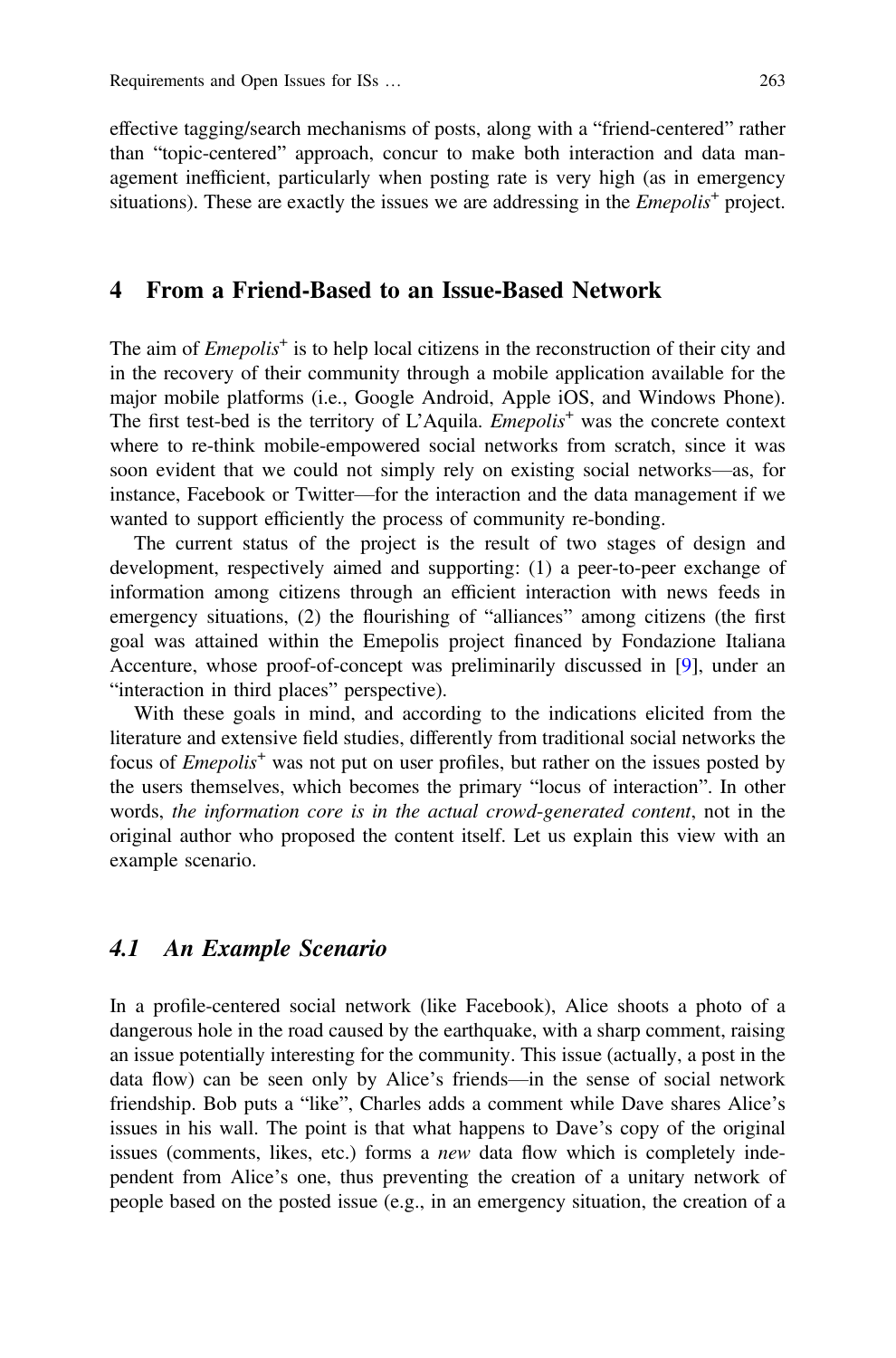effective tagging/search mechanisms of posts, along with a "friend-centered" rather than "topic-centered" approach, concur to make both interaction and data management inefficient, particularly when posting rate is very high (as in emergency situations). These are exactly the issues we are addressing in the *Emepolis*+ project.

## 4 From a Friend-Based to an Issue-Based Network

The aim of *Emepolis*+ is to help local citizens in the reconstruction of their city and in the recovery of their community through a mobile application available for the major mobile platforms (i.e., Google Android, Apple iOS, and Windows Phone). The first test-bed is the territory of L'Aquila. *Emepolis*+ was the concrete context where to re-think mobile-empowered social networks from scratch, since it was soon evident that we could not simply rely on existing social networks—as, for instance, Facebook or Twitter—for the interaction and the data management if we wanted to support efficiently the process of community re-bonding.

The current status of the project is the result of two stages of design and development, respectively aimed and supporting: (1) a peer-to-peer exchange of information among citizens through an efficient interaction with news feeds in emergency situations, (2) the flourishing of "alliances" among citizens (the first goal was attained within the Emepolis project financed by Fondazione Italiana Accenture, whose proof-of-concept was preliminarily discussed in [9], under an "interaction in third places" perspective).

With these goals in mind, and according to the indications elicited from the literature and extensive field studies, differently from traditional social networks the focus of *Emepolis*+ was not put on user profiles, but rather on the issues posted by the users themselves, which becomes the primary "locus of interaction". In other words, *the information core is in the actual crowd-generated content*, not in the original author who proposed the content itself. Let us explain this view with an example scenario.

### 4.1 An Example Scenario

In a profile-centered social network (like Facebook), Alice shoots a photo of a dangerous hole in the road caused by the earthquake, with a sharp comment, raising an issue potentially interesting for the community. This issue (actually, a post in the data flow) can be seen only by Alice's friends—in the sense of social network friendship. Bob puts a "like", Charles adds a comment while Dave shares Alice's issues in his wall. The point is that what happens to Dave's copy of the original issues (comments, likes, etc.) forms a *new* data flow which is completely independent from Alice's one, thus preventing the creation of a unitary network of people based on the posted issue (e.g., in an emergency situation, the creation of a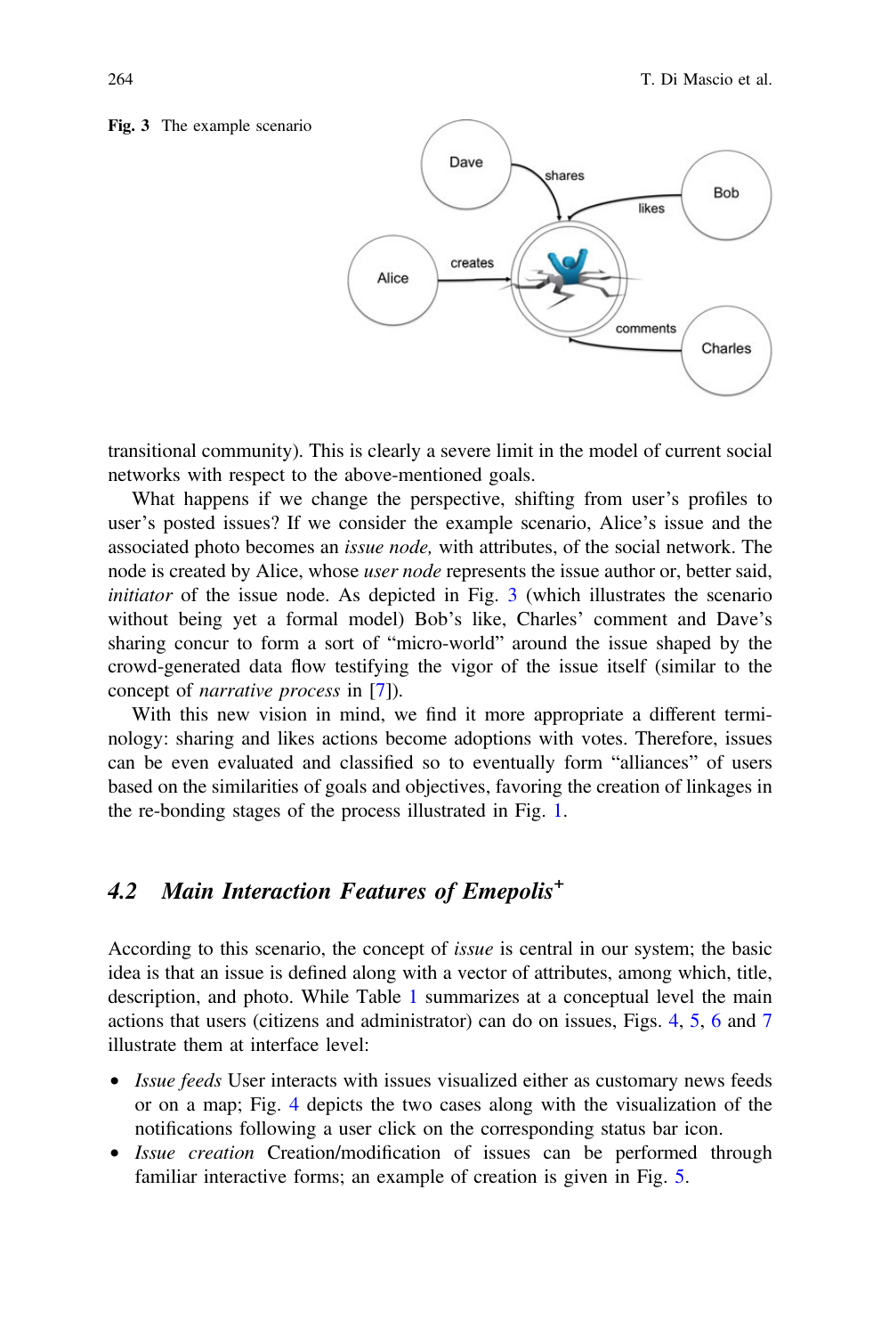Fig. 3 The example scenario

transitional community). This is clearly a severe limit in the model of current social networks with respect to the above-mentioned goals.

What happens if we change the perspective, shifting from user's profiles to user's posted issues? If we consider the example scenario, Alice's issue and the associated photo becomes an *issue node,* with attributes, of the social network. The node is created by Alice, whose *user node* represents the issue author or, better said, *initiator* of the issue node. As depicted in Fig. 3 (which illustrates the scenario without being yet a formal model) Bob's like, Charles' comment and Dave's sharing concur to form a sort of "micro-world" around the issue shaped by the crowd-generated data flow testifying the vigor of the issue itself (similar to the concept of *narrative process* in [7]).

With this new vision in mind, we find it more appropriate a different terminology: sharing and likes actions become adoptions with votes. Therefore, issues can be even evaluated and classified so to eventually form "alliances" of users based on the similarities of goals and objectives, favoring the creation of linkages in the re-bonding stages of the process illustrated in Fig. 1.

### 4.2 Main Interaction Features of Emepolis+

According to this scenario, the concept of *issue* is central in our system; the basic idea is that an issue is defined along with a vector of attributes, among which, title, description, and photo. While Table 1 summarizes at a conceptual level the main actions that users (citizens and administrator) can do on issues, Figs. 4, 5, 6 and 7 illustrate them at interface level:

- *Issue feeds* User interacts with issues visualized either as customary news feeds or on a map; Fig. 4 depicts the two cases along with the visualization of the notifications following a user click on the corresponding status bar icon.
- *Issue creation* Creation/modification of issues can be performed through familiar interactive forms; an example of creation is given in Fig. 5.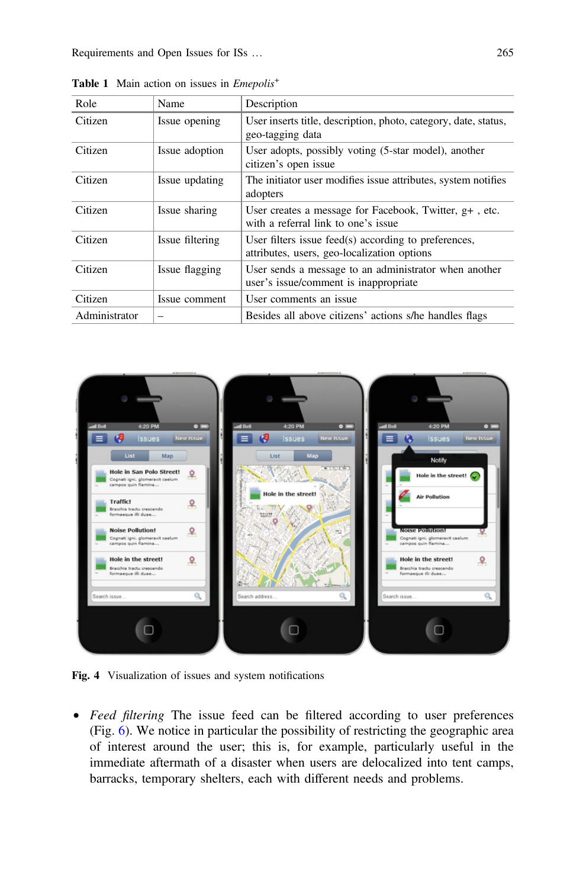**Table 1** Main action on issues in *Emepolis*[+]

| Role | Name | Description |
|---|---|---|
| Citizen | Issue opening | User inserts title, description, photo, category, date, status, geo-tagging data |
| Citizen | Issue adoption | User adopts, possibly voting (5-star model), another citizen's open issue |
| Citizen | Issue updating | The initiator user modifies issue attributes, system notifies adopters |
| Citizen | Issue sharing | User creates a message for Facebook, Twitter, g+ , etc. with a referral link to one's issue |
| Citizen | Issue filtering | User filters issue feed(s) according to preferences, attributes, users, geo-localization options |
| Citizen | Issue flagging | User sends a message to an administrator when another user's issue/comment is inappropriate |
| Citizen | Issue comment | User comments an issue |
| Administrator | – | Besides all above citizens' actions s/he handles flags |

**Fig. 4** Visualization of issues and system notifications

- *Feed filtering* The issue feed can be filtered according to user preferences (Fig. 6). We notice in particular the possibility of restricting the geographic area of interest around the user; this is, for example, particularly useful in the immediate aftermath of a disaster when users are delocalized into tent camps, barracks, temporary shelters, each with different needs and problems.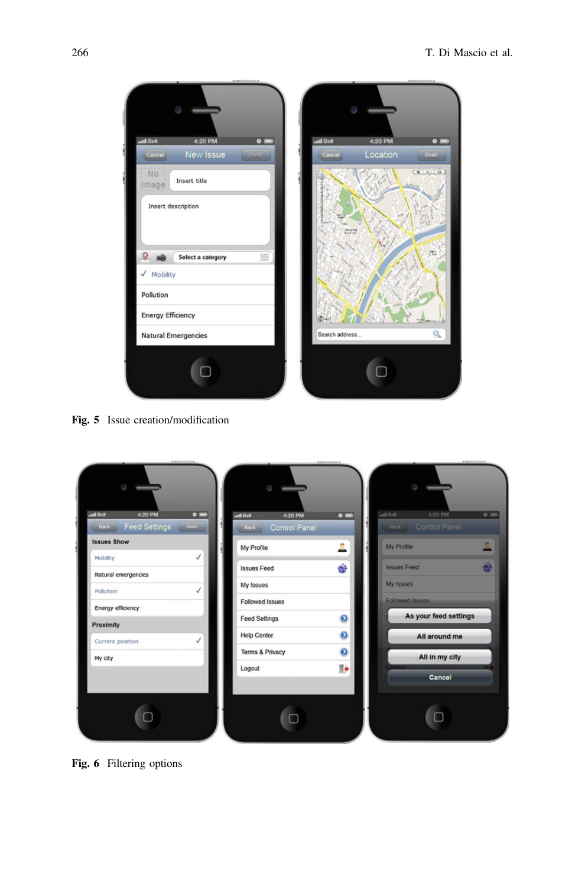**Fig. 5** Issue creation/modification

**Fig. 6** Filtering options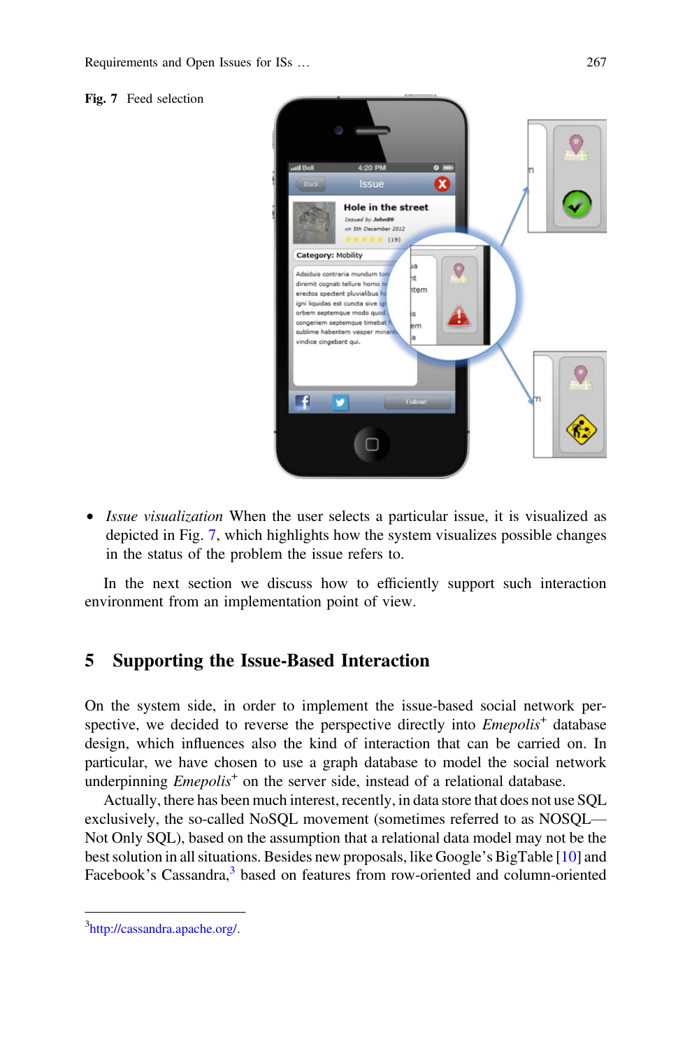Fig. 7 Feed selection

- *Issue visualization* When the user selects a particular issue, it is visualized as depicted in Fig. 7, which highlights how the system visualizes possible changes in the status of the problem the issue refers to.

In the next section we discuss how to efficiently support such interaction environment from an implementation point of view.

## 5 Supporting the Issue-Based Interaction

On the system side, in order to implement the issue-based social network perspective, we decided to reverse the perspective directly into *Emepolis*$^+$ database design, which influences also the kind of interaction that can be carried on. In particular, we have chosen to use a graph database to model the social network underpinning *Emepolis*$^+$ on the server side, instead of a relational database.

Actually, there has been much interest, recently, in data store that does not use SQL exclusively, the so-called NoSQL movement (sometimes referred to as NOSQL—Not Only SQL), based on the assumption that a relational data model may not be the best solution in all situations. Besides new proposals, like Google's BigTable [10] and Facebook's Cassandra,[3] based on features from row-oriented and column-oriented

[3]http://cassandra.apache.org/.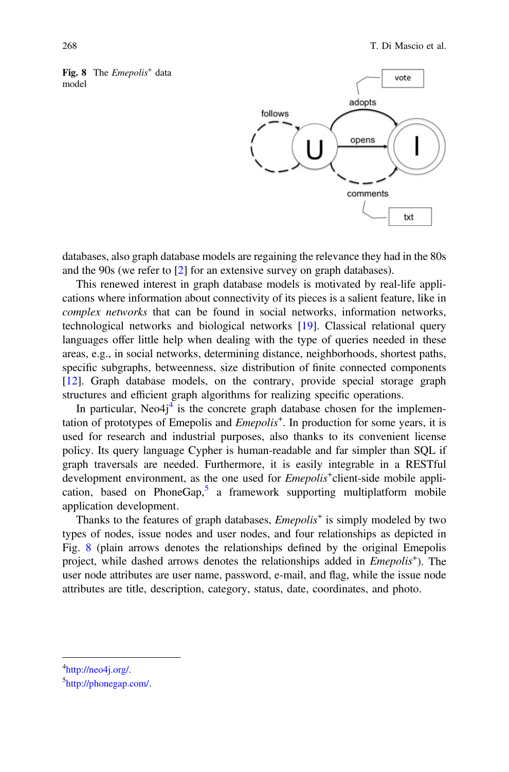**Fig. 8** The *Emepolis*+ data model

databases, also graph database models are regaining the relevance they had in the 80s and the 90s (we refer to [2] for an extensive survey on graph databases).

This renewed interest in graph database models is motivated by real-life applications where information about connectivity of its pieces is a salient feature, like in *complex networks* that can be found in social networks, information networks, technological networks and biological networks [19]. Classical relational query languages offer little help when dealing with the type of queries needed in these areas, e.g., in social networks, determining distance, neighborhoods, shortest paths, specific subgraphs, betweenness, size distribution of finite connected components [12]. Graph database models, on the contrary, provide special storage graph structures and efficient graph algorithms for realizing specific operations.

In particular, Neo4j[4] is the concrete graph database chosen for the implementation of prototypes of Emepolis and *Emepolis*+. In production for some years, it is used for research and industrial purposes, also thanks to its convenient license policy. Its query language Cypher is human-readable and far simpler than SQL if graph traversals are needed. Furthermore, it is easily integrable in a RESTful development environment, as the one used for *Emepolis*+client-side mobile application, based on PhoneGap,[5] a framework supporting multiplatform mobile application development.

Thanks to the features of graph databases, *Emepolis*+ is simply modeled by two types of nodes, issue nodes and user nodes, and four relationships as depicted in Fig. 8 (plain arrows denotes the relationships defined by the original Emepolis project, while dashed arrows denotes the relationships added in *Emepolis*+). The user node attributes are user name, password, e-mail, and flag, while the issue node attributes are title, description, category, status, date, coordinates, and photo.

[4]http://neo4j.org/.

[5]http://phonegap.com/.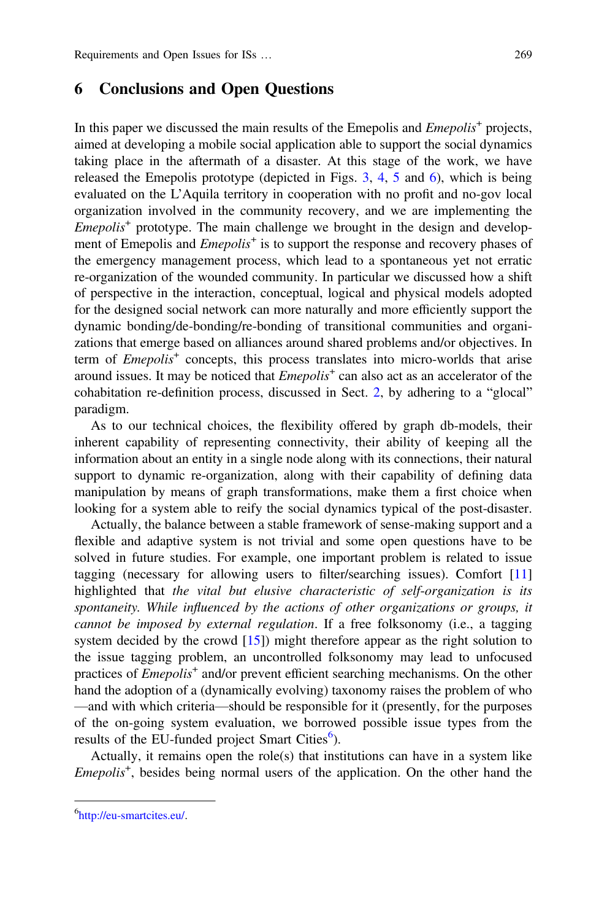## 6 Conclusions and Open Questions

In this paper we discussed the main results of the Emepolis and *Emepolis*$^+$ projects, aimed at developing a mobile social application able to support the social dynamics taking place in the aftermath of a disaster. At this stage of the work, we have released the Emepolis prototype (depicted in Figs. 3, 4, 5 and 6), which is being evaluated on the L'Aquila territory in cooperation with no profit and no-gov local organization involved in the community recovery, and we are implementing the *Emepolis*$^+$ prototype. The main challenge we brought in the design and development of Emepolis and *Emepolis*$^+$ is to support the response and recovery phases of the emergency management process, which lead to a spontaneous yet not erratic re-organization of the wounded community. In particular we discussed how a shift of perspective in the interaction, conceptual, logical and physical models adopted for the designed social network can more naturally and more efficiently support the dynamic bonding/de-bonding/re-bonding of transitional communities and organizations that emerge based on alliances around shared problems and/or objectives. In term of *Emepolis*$^+$ concepts, this process translates into micro-worlds that arise around issues. It may be noticed that *Emepolis*$^+$ can also act as an accelerator of the cohabitation re-definition process, discussed in Sect. 2, by adhering to a "glocal" paradigm.

As to our technical choices, the flexibility offered by graph db-models, their inherent capability of representing connectivity, their ability of keeping all the information about an entity in a single node along with its connections, their natural support to dynamic re-organization, along with their capability of defining data manipulation by means of graph transformations, make them a first choice when looking for a system able to reify the social dynamics typical of the post-disaster.

Actually, the balance between a stable framework of sense-making support and a flexible and adaptive system is not trivial and some open questions have to be solved in future studies. For example, one important problem is related to issue tagging (necessary for allowing users to filter/searching issues). Comfort [11] highlighted that *the vital but elusive characteristic of self-organization is its spontaneity. While influenced by the actions of other organizations or groups, it cannot be imposed by external regulation*. If a free folksonomy (i.e., a tagging system decided by the crowd [15]) might therefore appear as the right solution to the issue tagging problem, an uncontrolled folksonomy may lead to unfocused practices of *Emepolis*$^+$ and/or prevent efficient searching mechanisms. On the other hand the adoption of a (dynamically evolving) taxonomy raises the problem of who —and with which criteria—should be responsible for it (presently, for the purposes of the on-going system evaluation, we borrowed possible issue types from the results of the EU-funded project Smart Cities[6]).

Actually, it remains open the role(s) that institutions can have in a system like *Emepolis*$^+$, besides being normal users of the application. On the other hand the

[6] http://eu-smartcites.eu/.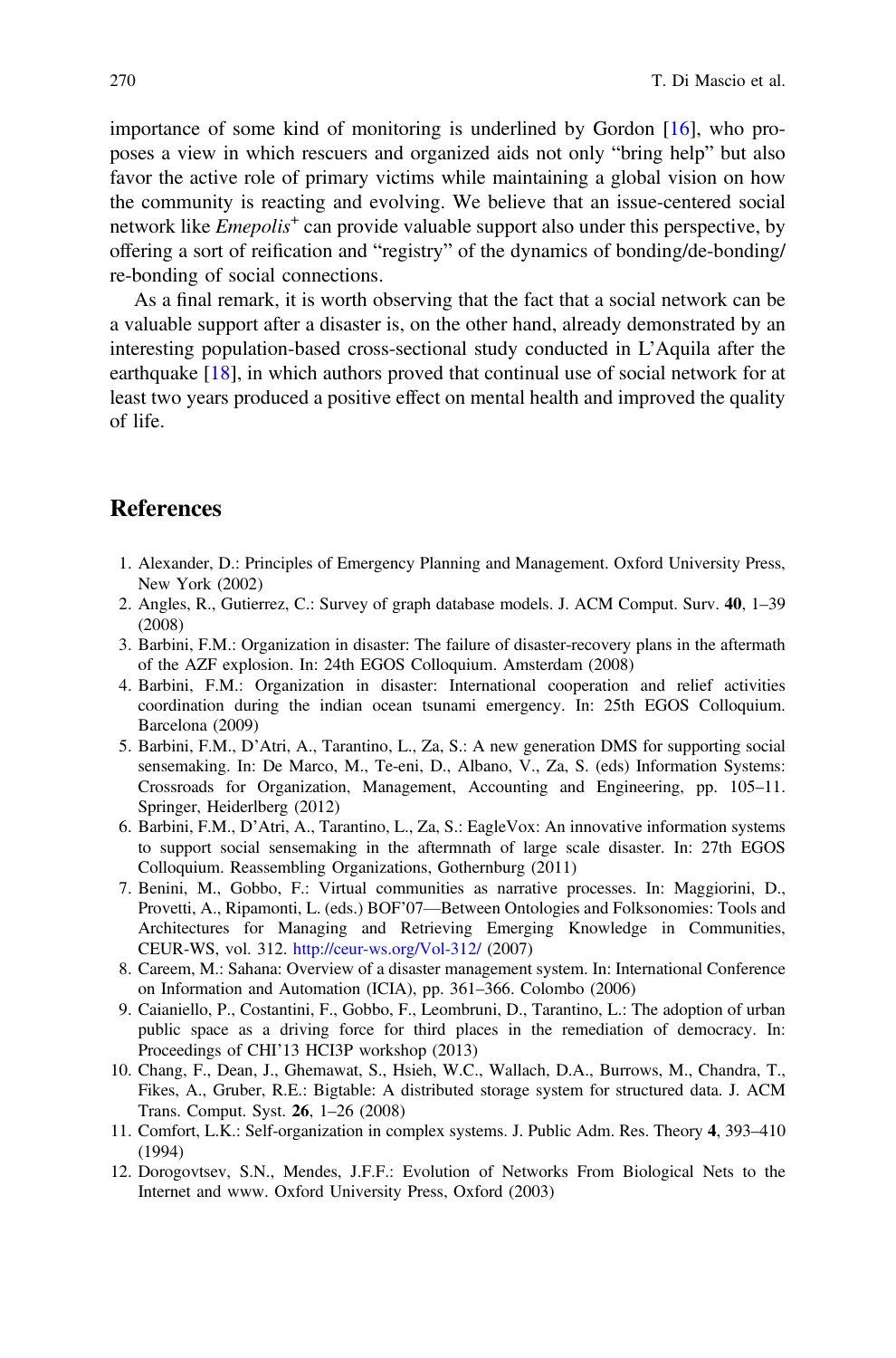importance of some kind of monitoring is underlined by Gordon [16], who proposes a view in which rescuers and organized aids not only "bring help" but also favor the active role of primary victims while maintaining a global vision on how the community is reacting and evolving. We believe that an issue-centered social network like *Emepolis*[+] can provide valuable support also under this perspective, by offering a sort of reification and "registry" of the dynamics of bonding/de-bonding/re-bonding of social connections.

As a final remark, it is worth observing that the fact that a social network can be a valuable support after a disaster is, on the other hand, already demonstrated by an interesting population-based cross-sectional study conducted in L'Aquila after the earthquake [18], in which authors proved that continual use of social network for at least two years produced a positive effect on mental health and improved the quality of life.

## References

1. Alexander, D.: Principles of Emergency Planning and Management. Oxford University Press, New York (2002)
2. Angles, R., Gutierrez, C.: Survey of graph database models. J. ACM Comput. Surv. **40**, 1–39 (2008)
3. Barbini, F.M.: Organization in disaster: The failure of disaster-recovery plans in the aftermath of the AZF explosion. In: 24th EGOS Colloquium. Amsterdam (2008)
4. Barbini, F.M.: Organization in disaster: International cooperation and relief activities coordination during the indian ocean tsunami emergency. In: 25th EGOS Colloquium. Barcelona (2009)
5. Barbini, F.M., D'Atri, A., Tarantino, L., Za, S.: A new generation DMS for supporting social sensemaking. In: De Marco, M., Te-eni, D., Albano, V., Za, S. (eds) Information Systems: Crossroads for Organization, Management, Accounting and Engineering, pp. 105–11. Springer, Heiderlberg (2012)
6. Barbini, F.M., D'Atri, A., Tarantino, L., Za, S.: EagleVox: An innovative information systems to support social sensemaking in the aftermnath of large scale disaster. In: 27th EGOS Colloquium. Reassembling Organizations, Gothernburg (2011)
7. Benini, M., Gobbo, F.: Virtual communities as narrative processes. In: Maggiorini, D., Provetti, A., Ripamonti, L. (eds.) BOF'07—Between Ontologies and Folksonomies: Tools and Architectures for Managing and Retrieving Emerging Knowledge in Communities, CEUR-WS, vol. 312. http://ceur-ws.org/Vol-312/ (2007)
8. Careem, M.: Sahana: Overview of a disaster management system. In: International Conference on Information and Automation (ICIA), pp. 361–366. Colombo (2006)
9. Caianiello, P., Costantini, F., Gobbo, F., Leombruni, D., Tarantino, L.: The adoption of urban public space as a driving force for third places in the remediation of democracy. In: Proceedings of CHI'13 HCI3P workshop (2013)
10. Chang, F., Dean, J., Ghemawat, S., Hsieh, W.C., Wallach, D.A., Burrows, M., Chandra, T., Fikes, A., Gruber, R.E.: Bigtable: A distributed storage system for structured data. J. ACM Trans. Comput. Syst. **26**, 1–26 (2008)
11. Comfort, L.K.: Self-organization in complex systems. J. Public Adm. Res. Theory **4**, 393–410 (1994)
12. Dorogovtsev, S.N., Mendes, J.F.F.: Evolution of Networks From Biological Nets to the Internet and www. Oxford University Press, Oxford (2003)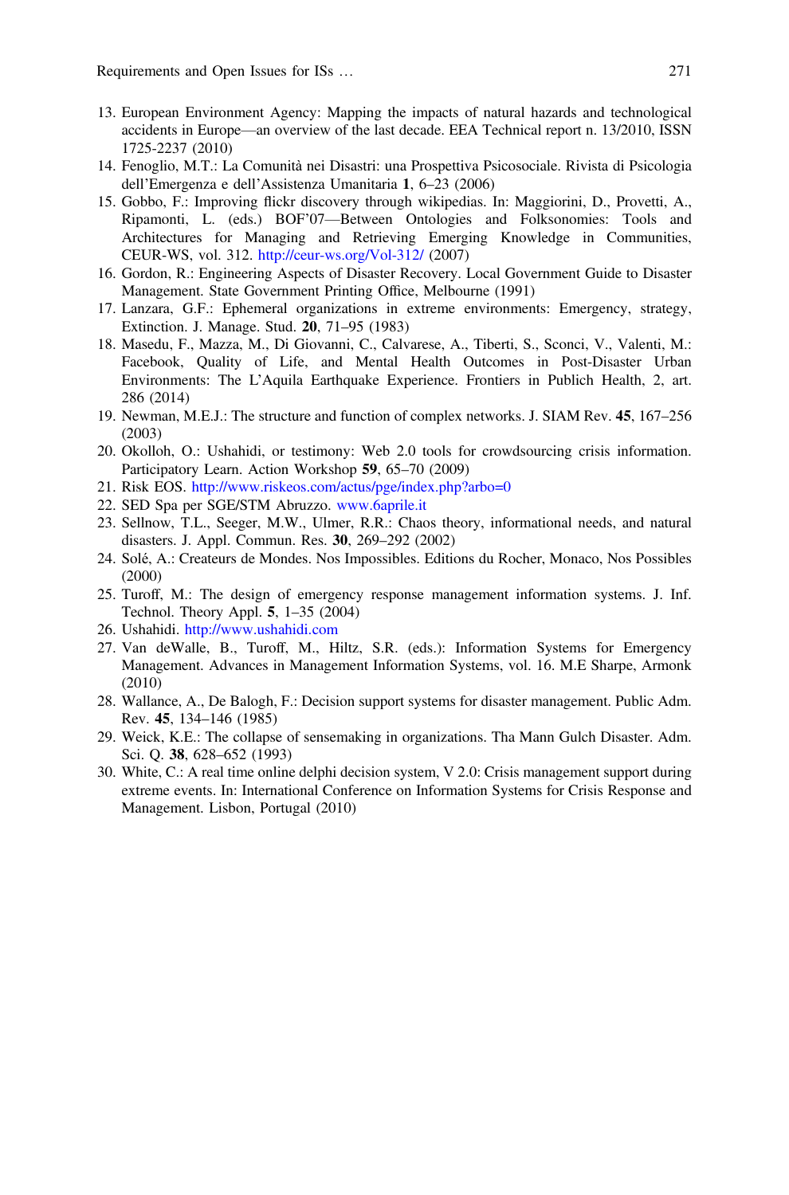13. European Environment Agency: Mapping the impacts of natural hazards and technological accidents in Europe—an overview of the last decade. EEA Technical report n. 13/2010, ISSN 1725-2237 (2010)
14. Fenoglio, M.T.: La Comunità nei Disastri: una Prospettiva Psicosociale. Rivista di Psicologia dell'Emergenza e dell'Assistenza Umanitaria **1**, 6–23 (2006)
15. Gobbo, F.: Improving flickr discovery through wikipedias. In: Maggiorini, D., Provetti, A., Ripamonti, L. (eds.) BOF'07—Between Ontologies and Folksonomies: Tools and Architectures for Managing and Retrieving Emerging Knowledge in Communities, CEUR-WS, vol. 312. http://ceur-ws.org/Vol-312/ (2007)
16. Gordon, R.: Engineering Aspects of Disaster Recovery. Local Government Guide to Disaster Management. State Government Printing Office, Melbourne (1991)
17. Lanzara, G.F.: Ephemeral organizations in extreme environments: Emergency, strategy, Extinction. J. Manage. Stud. **20**, 71–95 (1983)
18. Masedu, F., Mazza, M., Di Giovanni, C., Calvarese, A., Tiberti, S., Sconci, V., Valenti, M.: Facebook, Quality of Life, and Mental Health Outcomes in Post-Disaster Urban Environments: The L'Aquila Earthquake Experience. Frontiers in Publich Health, 2, art. 286 (2014)
19. Newman, M.E.J.: The structure and function of complex networks. J. SIAM Rev. **45**, 167–256 (2003)
20. Okolloh, O.: Ushahidi, or testimony: Web 2.0 tools for crowdsourcing crisis information. Participatory Learn. Action Workshop **59**, 65–70 (2009)
21. Risk EOS. http://www.riskeos.com/actus/pge/index.php?arbo=0
22. SED Spa per SGE/STM Abruzzo. www.6aprile.it
23. Sellnow, T.L., Seeger, M.W., Ulmer, R.R.: Chaos theory, informational needs, and natural disasters. J. Appl. Commun. Res. **30**, 269–292 (2002)
24. Solé, A.: Createurs de Mondes. Nos Impossibles. Editions du Rocher, Monaco, Nos Possibles (2000)
25. Turoff, M.: The design of emergency response management information systems. J. Inf. Technol. Theory Appl. **5**, 1–35 (2004)
26. Ushahidi. http://www.ushahidi.com
27. Van deWalle, B., Turoff, M., Hiltz, S.R. (eds.): Information Systems for Emergency Management. Advances in Management Information Systems, vol. 16. M.E Sharpe, Armonk (2010)
28. Wallance, A., De Balogh, F.: Decision support systems for disaster management. Public Adm. Rev. **45**, 134–146 (1985)
29. Weick, K.E.: The collapse of sensemaking in organizations. Tha Mann Gulch Disaster. Adm. Sci. Q. **38**, 628–652 (1993)
30. White, C.: A real time online delphi decision system, V 2.0: Crisis management support during extreme events. In: International Conference on Information Systems for Crisis Response and Management. Lisbon, Portugal (2010)